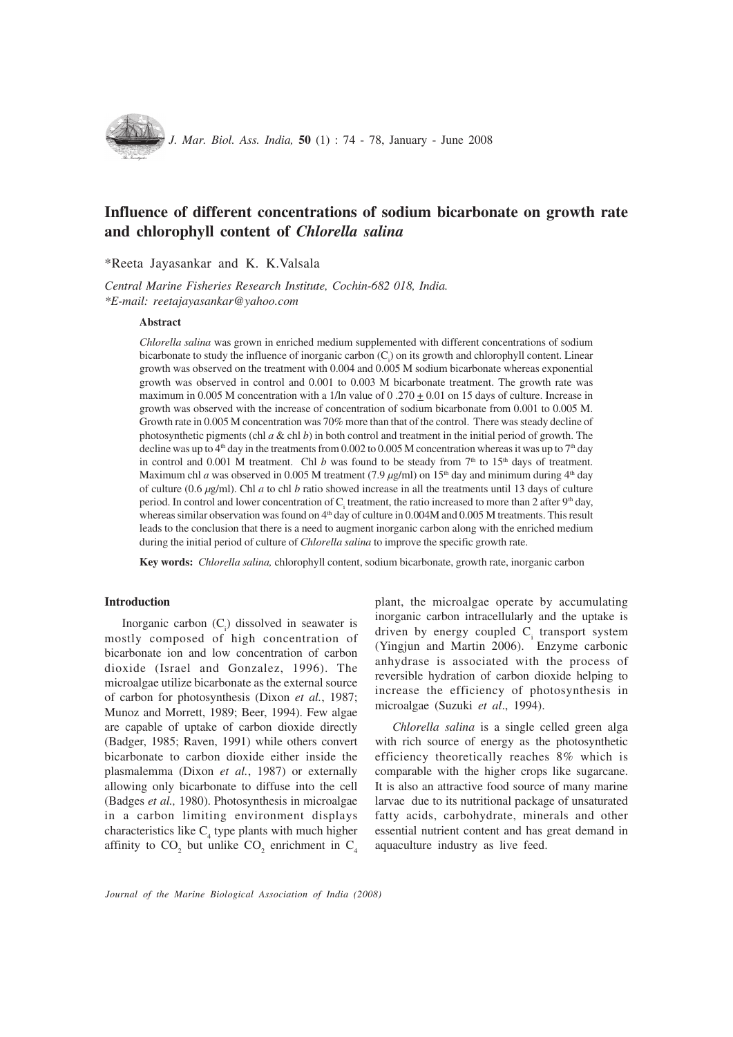# Influence of different concentrations of sodium bicarbonate on growth rate and chlorophyll content of *Chlorella salina*

*Reeta Jayasankar and K. K.Valsala

*Central Marine Fisheries Research Institute, Cochin-682 018, India.*
**E-mail: reetajayasankar@yahoo.com*

### Abstract

*Chlorella salina* was grown in enriched medium supplemented with different concentrations of sodium bicarbonate to study the influence of inorganic carbon ($C_i$) on its growth and chlorophyll content. Linear growth was observed on the treatment with 0.004 and 0.005 M sodium bicarbonate whereas exponential growth was observed in control and 0.001 to 0.003 M bicarbonate treatment. The growth rate was maximum in 0.005 M concentration with a 1/ln value of 0 .270 $\pm$ 0.01 on 15 days of culture. Increase in growth was observed with the increase of concentration of sodium bicarbonate from 0.001 to 0.005 M. Growth rate in 0.005 M concentration was 70% more than that of the control. There was steady decline of photosynthetic pigments (chl *a* & chl *b*) in both control and treatment in the initial period of growth. The decline was up to 4[th] day in the treatments from 0.002 to 0.005 M concentration whereas it was up to 7[th] day in control and 0.001 M treatment. Chl *b* was found to be steady from 7[th] to 15[th] days of treatment. Maximum chl *a* was observed in 0.005 M treatment (7.9 $\mu$g/ml) on 15[th] day and minimum during 4[th] day of culture (0.6 $\mu$g/ml). Chl *a* to chl *b* ratio showed increase in all the treatments until 13 days of culture period. In control and lower concentration of $C_i$ treatment, the ratio increased to more than 2 after 9[th] day, whereas similar observation was found on 4[th] day of culture in 0.004M and 0.005 M treatments. This result leads to the conclusion that there is a need to augment inorganic carbon along with the enriched medium during the initial period of culture of *Chlorella salina* to improve the specific growth rate.

**Key words:** *Chlorella salina,* chlorophyll content, sodium bicarbonate, growth rate, inorganic carbon

### Introduction

Inorganic carbon ($C_i$) dissolved in seawater is mostly composed of high concentration of bicarbonate ion and low concentration of carbon dioxide (Israel and Gonzalez, 1996). The microalgae utilize bicarbonate as the external source of carbon for photosynthesis (Dixon *et al.*, 1987; Munoz and Morrett, 1989; Beer, 1994). Few algae are capable of uptake of carbon dioxide directly (Badger, 1985; Raven, 1991) while others convert bicarbonate to carbon dioxide either inside the plasmalemma (Dixon *et al.*, 1987) or externally allowing only bicarbonate to diffuse into the cell (Badges *et al.,* 1980). Photosynthesis in microalgae in a carbon limiting environment displays characteristics like $C_4$ type plants with much higher affinity to $CO_2$ but unlike $CO_2$ enrichment in $C_4$ plant, the microalgae operate by accumulating inorganic carbon intracellularly and the uptake is driven by energy coupled $C_i$ transport system (Yingjun and Martin 2006). Enzyme carbonic anhydrase is associated with the process of reversible hydration of carbon dioxide helping to increase the efficiency of photosynthesis in microalgae (Suzuki *et al*., 1994).

*Chlorella salina* is a single celled green alga with rich source of energy as the photosynthetic efficiency theoretically reaches 8% which is comparable with the higher crops like sugarcane. It is also an attractive food source of many marine larvae due to its nutritional package of unsaturated fatty acids, carbohydrate, minerals and other essential nutrient content and has great demand in aquaculture industry as live feed.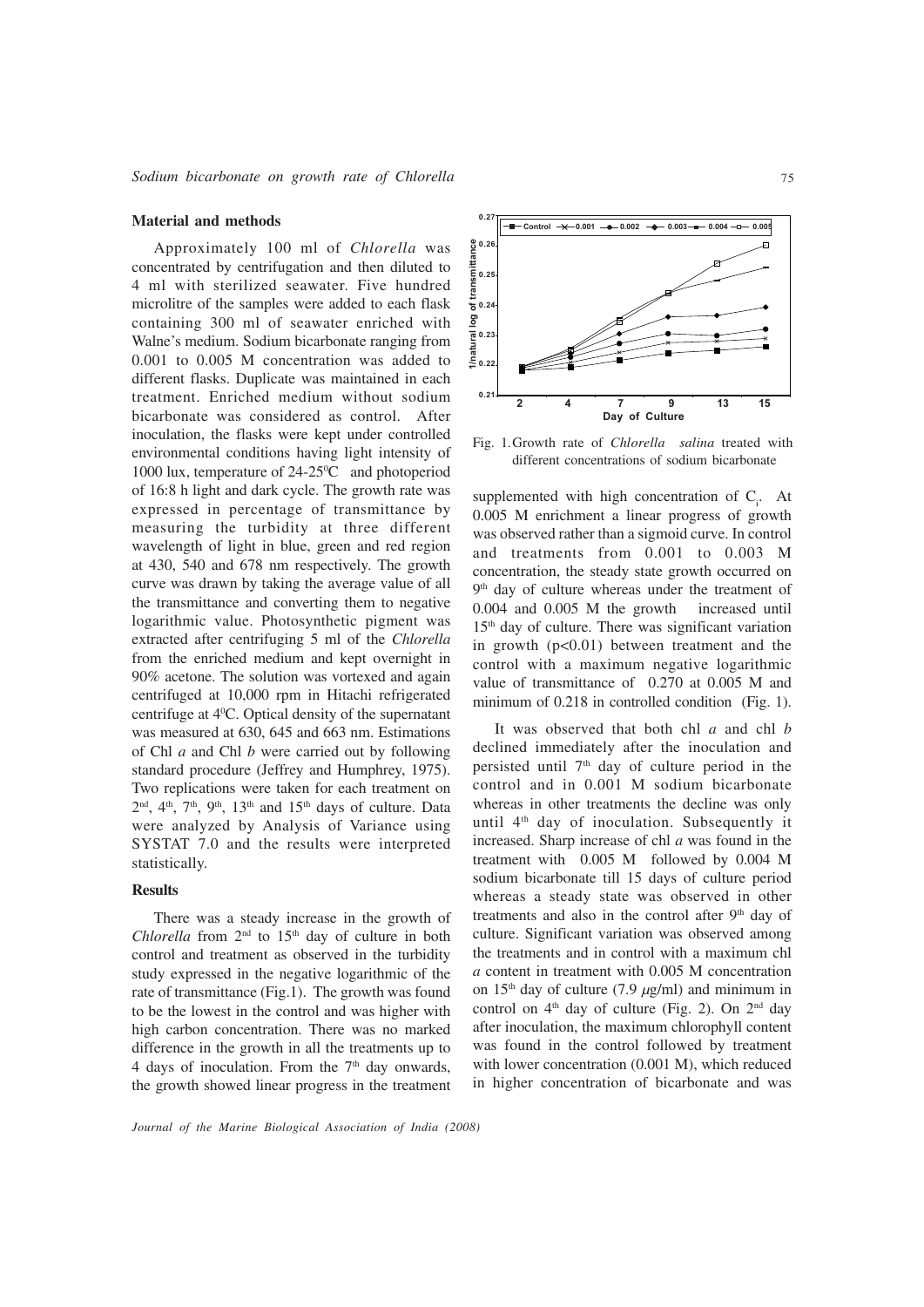## Material and methods

Approximately 100 ml of *Chlorella* was concentrated by centrifugation and then diluted to 4 ml with sterilized seawater. Five hundred microlitre of the samples were added to each flask containing 300 ml of seawater enriched with Walne's medium. Sodium bicarbonate ranging from 0.001 to 0.005 M concentration was added to different flasks. Duplicate was maintained in each treatment. Enriched medium without sodium bicarbonate was considered as control. After inoculation, the flasks were kept under controlled environmental conditions having light intensity of 1000 lux, temperature of 24-25$^{0}$C and photoperiod of 16:8 h light and dark cycle. The growth rate was expressed in percentage of transmittance by measuring the turbidity at three different wavelength of light in blue, green and red region at 430, 540 and 678 nm respectively. The growth curve was drawn by taking the average value of all the transmittance and converting them to negative logarithmic value. Photosynthetic pigment was extracted after centrifuging 5 ml of the *Chlorella* from the enriched medium and kept overnight in 90% acetone. The solution was vortexed and again centrifuged at 10,000 rpm in Hitachi refrigerated centrifuge at 4$^{0}$C. Optical density of the supernatant was measured at 630, 645 and 663 nm. Estimations of Chl *a* and Chl *b* were carried out by following standard procedure (Jeffrey and Humphrey, 1975). Two replications were taken for each treatment on 2$^{nd}$, 4$^{th}$, 7$^{th}$, 9$^{th}$, 13$^{th}$ and 15$^{th}$ days of culture. Data were analyzed by Analysis of Variance using SYSTAT 7.0 and the results were interpreted statistically.

## Results

There was a steady increase in the growth of *Chlorella* from 2$^{nd}$ to 15$^{th}$ day of culture in both control and treatment as observed in the turbidity study expressed in the negative logarithmic of the rate of transmittance (Fig.1). The growth was found to be the lowest in the control and was higher with high carbon concentration. There was no marked difference in the growth in all the treatments up to 4 days of inoculation. From the 7$^{th}$ day onwards, the growth showed linear progress in the treatment supplemented with high concentration of $C_i$. At 0.005 M enrichment a linear progress of growth was observed rather than a sigmoid curve. In control and treatments from 0.001 to 0.003 M concentration, the steady state growth occurred on 9$^{th}$ day of culture whereas under the treatment of 0.004 and 0.005 M the growth increased until 15$^{th}$ day of culture. There was significant variation in growth ($p<0.01$) between treatment and the control with a maximum negative logarithmic value of transmittance of 0.270 at 0.005 M and minimum of 0.218 in controlled condition (Fig. 1).

Fig. 1. Growth rate of *Chlorella salina* treated with different concentrations of sodium bicarbonate

It was observed that both chl *a* and chl *b* declined immediately after the inoculation and persisted until 7$^{th}$ day of culture period in the control and in 0.001 M sodium bicarbonate whereas in other treatments the decline was only until 4$^{th}$ day of inoculation. Subsequently it increased. Sharp increase of chl *a* was found in the treatment with 0.005 M followed by 0.004 M sodium bicarbonate till 15 days of culture period whereas a steady state was observed in other treatments and also in the control after 9$^{th}$ day of culture. Significant variation was observed among the treatments and in control with a maximum chl *a* content in treatment with 0.005 M concentration on 15$^{th}$ day of culture (7.9 $\mu$g/ml) and minimum in control on 4$^{th}$ day of culture (Fig. 2). On 2$^{nd}$ day after inoculation, the maximum chlorophyll content was found in the control followed by treatment with lower concentration (0.001 M), which reduced in higher concentration of bicarbonate and was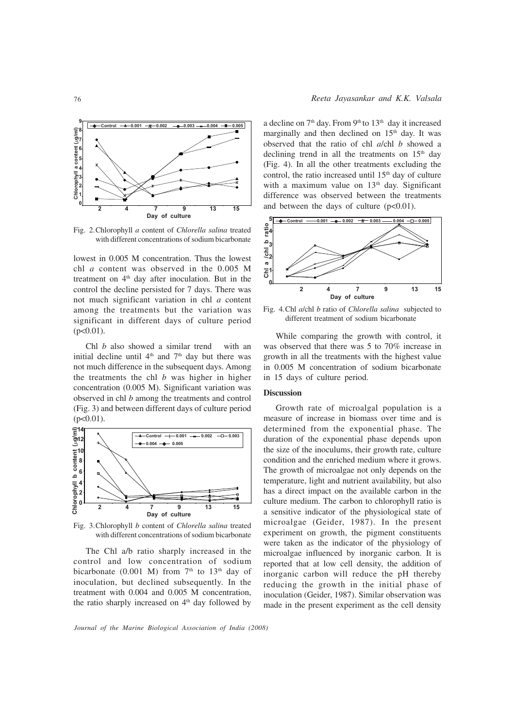Fig. 2. Chlorophyll *a* content of *Chlorella salina* treated with different concentrations of sodium bicarbonate

lowest in 0.005 M concentration. Thus the lowest chl *a* content was observed in the 0.005 M treatment on 4th day after inoculation. But in the control the decline persisted for 7 days. There was not much significant variation in chl *a* content among the treatments but the variation was significant in different days of culture period ($p<0.01$).

Chl *b* also showed a similar trend with an initial decline until 4th and 7th day but there was not much difference in the subsequent days. Among the treatments the chl *b* was higher in higher concentration (0.005 M). Significant variation was observed in chl *b* among the treatments and control (Fig. 3) and between different days of culture period ($p<0.01$).

Fig. 3. Chlorophyll *b* content of *Chlorella salina* treated with different concentrations of sodium bicarbonate

The Chl a/b ratio sharply increased in the control and low concentration of sodium bicarbonate (0.001 M) from 7th to 13th day of inoculation, but declined subsequently. In the treatment with 0.004 and 0.005 M concentration, the ratio sharply increased on 4th day followed by a decline on 7th day. From 9th to 13th day it increased marginally and then declined on 15th day. It was observed that the ratio of chl *a*/chl *b* showed a declining trend in all the treatments on 15th day (Fig. 4). In all the other treatments excluding the control, the ratio increased until 15th day of culture with a maximum value on 13th day. Significant difference was observed between the treatments and between the days of culture ($p<0.01$).

Fig. 4. Chl *a*/chl *b* ratio of *Chlorella salina* subjected to different treatment of sodium bicarbonate

While comparing the growth with control, it was observed that there was 5 to 70% increase in growth in all the treatments with the highest value in 0.005 M concentration of sodium bicarbonate in 15 days of culture period.

## Discussion

Growth rate of microalgal population is a measure of increase in biomass over time and is determined from the exponential phase. The duration of the exponential phase depends upon the size of the inoculums, their growth rate, culture condition and the enriched medium where it grows. The growth of microalgae not only depends on the temperature, light and nutrient availability, but also has a direct impact on the available carbon in the culture medium. The carbon to chlorophyll ratio is a sensitive indicator of the physiological state of microalgae (Geider, 1987). In the present experiment on growth, the pigment constituents were taken as the indicator of the physiology of microalgae influenced by inorganic carbon. It is reported that at low cell density, the addition of inorganic carbon will reduce the pH thereby reducing the growth in the initial phase of inoculation (Geider, 1987). Similar observation was made in the present experiment as the cell density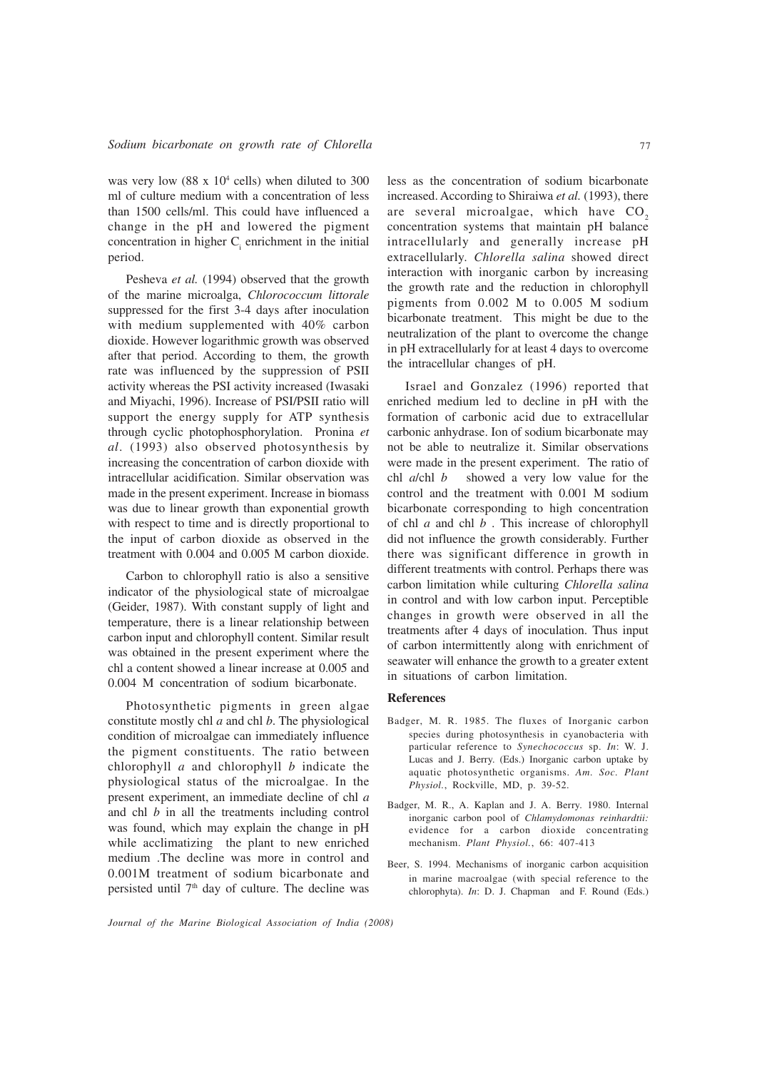was very low (88 x $10^4$ cells) when diluted to 300 ml of culture medium with a concentration of less than 1500 cells/ml. This could have influenced a change in the pH and lowered the pigment concentration in higher $C_i$ enrichment in the initial period.

Pesheva *et al.* (1994) observed that the growth of the marine microalga, *Chlorococcum littorale* suppressed for the first 3-4 days after inoculation with medium supplemented with 40% carbon dioxide. However logarithmic growth was observed after that period. According to them, the growth rate was influenced by the suppression of PSII activity whereas the PSI activity increased (Iwasaki and Miyachi, 1996). Increase of PSI/PSII ratio will support the energy supply for ATP synthesis through cyclic photophosphorylation. Pronina *et al*. (1993) also observed photosynthesis by increasing the concentration of carbon dioxide with intracellular acidification. Similar observation was made in the present experiment. Increase in biomass was due to linear growth than exponential growth with respect to time and is directly proportional to the input of carbon dioxide as observed in the treatment with 0.004 and 0.005 M carbon dioxide.

Carbon to chlorophyll ratio is also a sensitive indicator of the physiological state of microalgae (Geider, 1987). With constant supply of light and temperature, there is a linear relationship between carbon input and chlorophyll content. Similar result was obtained in the present experiment where the chl a content showed a linear increase at 0.005 and 0.004 M concentration of sodium bicarbonate.

Photosynthetic pigments in green algae constitute mostly chl *a* and chl *b*. The physiological condition of microalgae can immediately influence the pigment constituents. The ratio between chlorophyll *a* and chlorophyll *b* indicate the physiological status of the microalgae. In the present experiment, an immediate decline of chl *a* and chl *b* in all the treatments including control was found, which may explain the change in pH while acclimatizing the plant to new enriched medium .The decline was more in control and 0.001M treatment of sodium bicarbonate and persisted until 7th day of culture. The decline was less as the concentration of sodium bicarbonate increased. According to Shiraiwa *et al.* (1993), there are several microalgae, which have $CO_2$ concentration systems that maintain pH balance intracellularly and generally increase pH extracellularly. *Chlorella salina* showed direct interaction with inorganic carbon by increasing the growth rate and the reduction in chlorophyll pigments from 0.002 M to 0.005 M sodium bicarbonate treatment. This might be due to the neutralization of the plant to overcome the change in pH extracellularly for at least 4 days to overcome the intracellular changes of pH.

Israel and Gonzalez (1996) reported that enriched medium led to decline in pH with the formation of carbonic acid due to extracellular carbonic anhydrase. Ion of sodium bicarbonate may not be able to neutralize it. Similar observations were made in the present experiment. The ratio of chl *a*/chl *b* showed a very low value for the control and the treatment with 0.001 M sodium bicarbonate corresponding to high concentration of chl *a* and chl *b* . This increase of chlorophyll did not influence the growth considerably. Further there was significant difference in growth in different treatments with control. Perhaps there was carbon limitation while culturing *Chlorella salina* in control and with low carbon input. Perceptible changes in growth were observed in all the treatments after 4 days of inoculation. Thus input of carbon intermittently along with enrichment of seawater will enhance the growth to a greater extent in situations of carbon limitation.

## References

Badger, M. R. 1985. The fluxes of Inorganic carbon species during photosynthesis in cyanobacteria with particular reference to *Synechococcus* sp. *In*: W. J. Lucas and J. Berry. (Eds.) Inorganic carbon uptake by aquatic photosynthetic organisms. *Am. Soc. Plant Physiol.*, Rockville, MD, p. 39-52.

Badger, M. R., A. Kaplan and J. A. Berry. 1980. Internal inorganic carbon pool of *Chlamydomonas reinhardtii:* evidence for a carbon dioxide concentrating mechanism. *Plant Physiol.*, 66: 407-413

Beer, S. 1994. Mechanisms of inorganic carbon acquisition in marine macroalgae (with special reference to the chlorophyta). *In*: D. J. Chapman and F. Round (Eds.)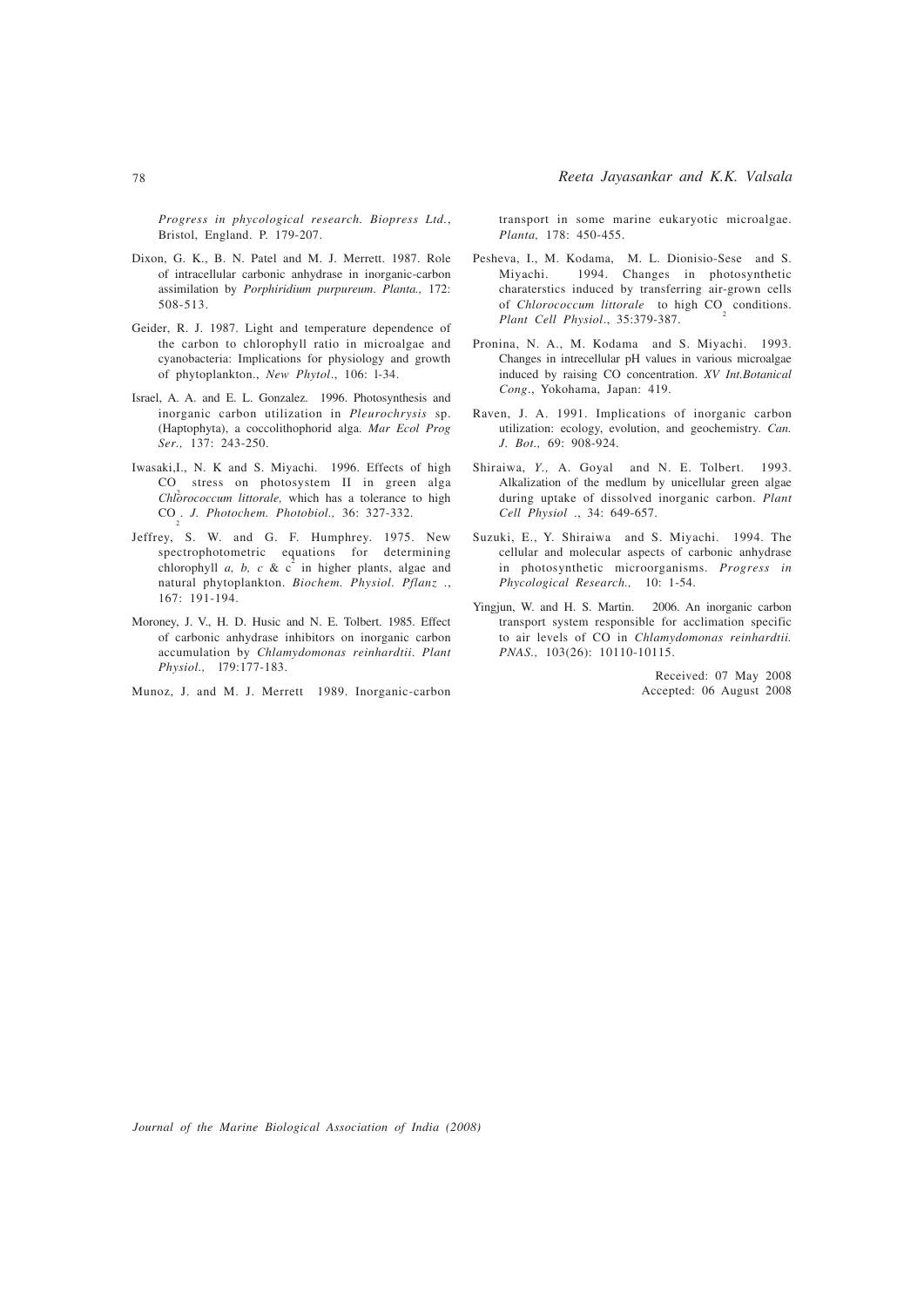*Progress in phycological research. Biopress Ltd.*, Bristol, England. P. 179-207.

Dixon, G. K., B. N. Patel and M. J. Merrett. 1987. Role of intracellular carbonic anhydrase in inorganic-carbon assimilation by *Porphiridium purpureum*. *Planta.,* 172: 508-513.

Geider, R. J. 1987. Light and temperature dependence of the carbon to chlorophyll ratio in microalgae and cyanobacteria: Implications for physiology and growth of phytoplankton., *New Phytol*., 106: l-34.

Israel, A. A. and E. L. Gonzalez. 1996. Photosynthesis and inorganic carbon utilization in *Pleurochrysis* sp. (Haptophyta), a coccolithophorid alga. *Mar Ecol Prog Ser.,* 137: 243-250.

Iwasaki,I., N. K and S. Miyachi. 1996. Effects of high $CO_2$ stress on photosystem II in green alga *Chlorococcum littorale,* which has a tolerance to high $CO_2$. *J. Photochem. Photobiol.,* 36: 327-332.

Jeffrey, S. W. and G. F. Humphrey. 1975. New spectrophotometric equations for determining chlorophyll *a, b, c* & $c_2$ in higher plants, algae and natural phytoplankton. *Biochem. Physiol. Pflanz .*, 167: 191-194.

Moroney, J. V., H. D. Husic and N. E. Tolbert. 1985. Effect of carbonic anhydrase inhibitors on inorganic carbon accumulation by *Chlamydomonas reinhardtii*. *Plant Physiol.,* l79:177-183.

Munoz, J. and M. J. Merrett 1989. Inorganic-carbon transport in some marine eukaryotic microalgae. *Planta,* 178: 450-455.

Pesheva, I., M. Kodama, M. L. Dionisio-Sese and S. Miyachi. 1994. Changes in photosynthetic charaterstics induced by transferring air-grown cells of *Chlorococcum littorale* to high $CO_2$ conditions. *Plant Cell Physiol*., 35:379-387.

Pronina, N. A., M. Kodama and S. Miyachi. 1993. Changes in intrecellular pH values in various microalgae induced by raising CO concentration. *XV Int.Botanical Cong*., Yokohama, Japan: 419.

Raven, J. A. 1991. Implications of inorganic carbon utilization: ecology, evolution, and geochemistry. *Can. J. Bot.,* 69: 908-924.

Shiraiwa, *Y.,* A. Goyal and N. E. Tolbert. 1993. Alkalization of the medlum by unicellular green algae during uptake of dissolved inorganic carbon. *Plant Cell Physiol* ., 34: 649-657.

Suzuki, E., Y. Shiraiwa and S. Miyachi. 1994. The cellular and molecular aspects of carbonic anhydrase in photosynthetic microorganisms. *Progress in Phycological Research.,* 10: 1-54.

Yingjun, W. and H. S. Martin. 2006. An inorganic carbon transport system responsible for acclimation specific to air levels of CO in *Chlamydomonas reinhardtii. PNAS.,* 103(26): 10110-10115.

Received: 07 May 2008
Accepted: 06 August 2008